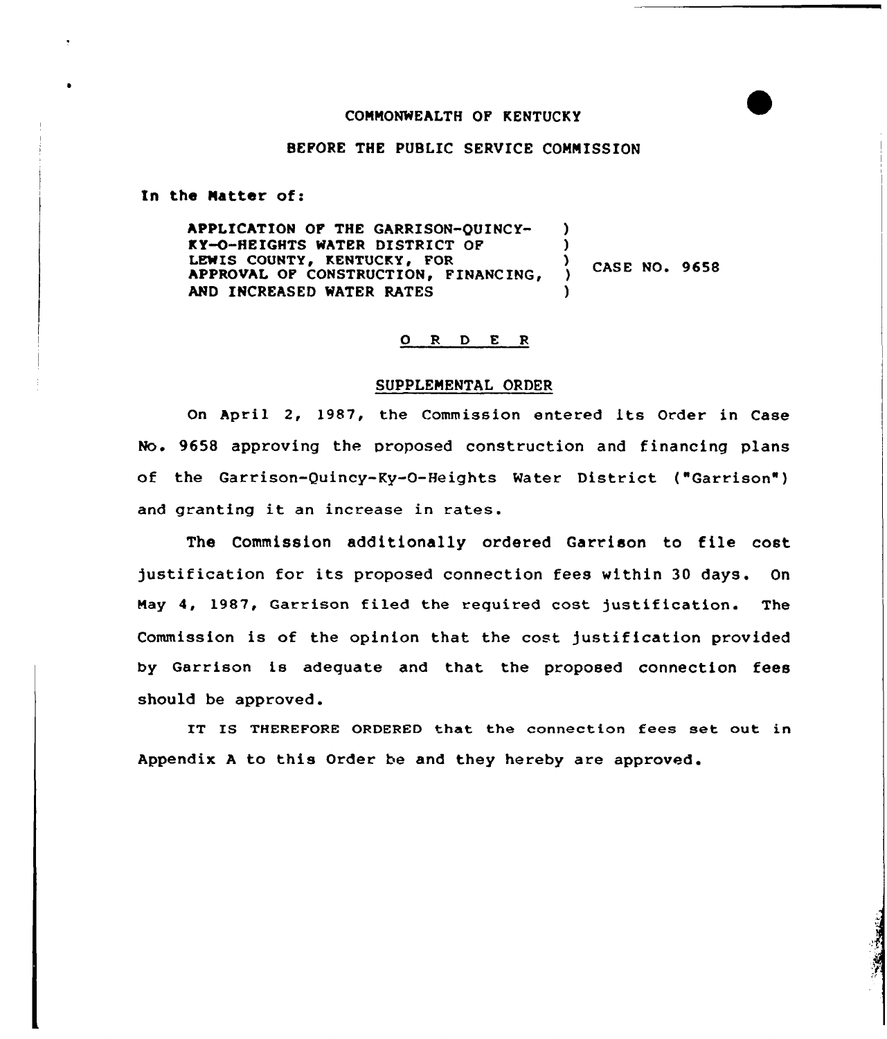COMMONWEALTH OF KENTUCKY

BEFORE THE PUBLIC SERVICE COMMISSION

In the Matter of:

| | | |
|---|---|---|
| APPLICATION OF THE GARRISON-QUINCY-KY-O-HEIGHTS WATER DISTRICT OF LEWIS COUNTY, KENTUCKY, FOR APPROVAL OF CONSTRUCTION, FINANCING, AND INCREASED WATER RATES | ) | CASE NO. 9658 |

O R D E R

SUPPLEMENTAL ORDER

On April 2, 1987, the Commission entered its Order in Case No. 9658 approving the proposed construction and financing plans of the Garrison-Quincy-Ky-O-Heights Water District ("Garrison") and granting it an increase in rates.

The Commission additionally ordered Garrison to file cost justification for its proposed connection fees within 30 days. On May 4, 1987, Garrison filed the required cost justification. The Commission is of the opinion that the cost justification provided by Garrison is adequate and that the proposed connection fees should be approved.

IT IS THEREFORE ORDERED that the connection fees set out in Appendix A to this Order be and they hereby are approved.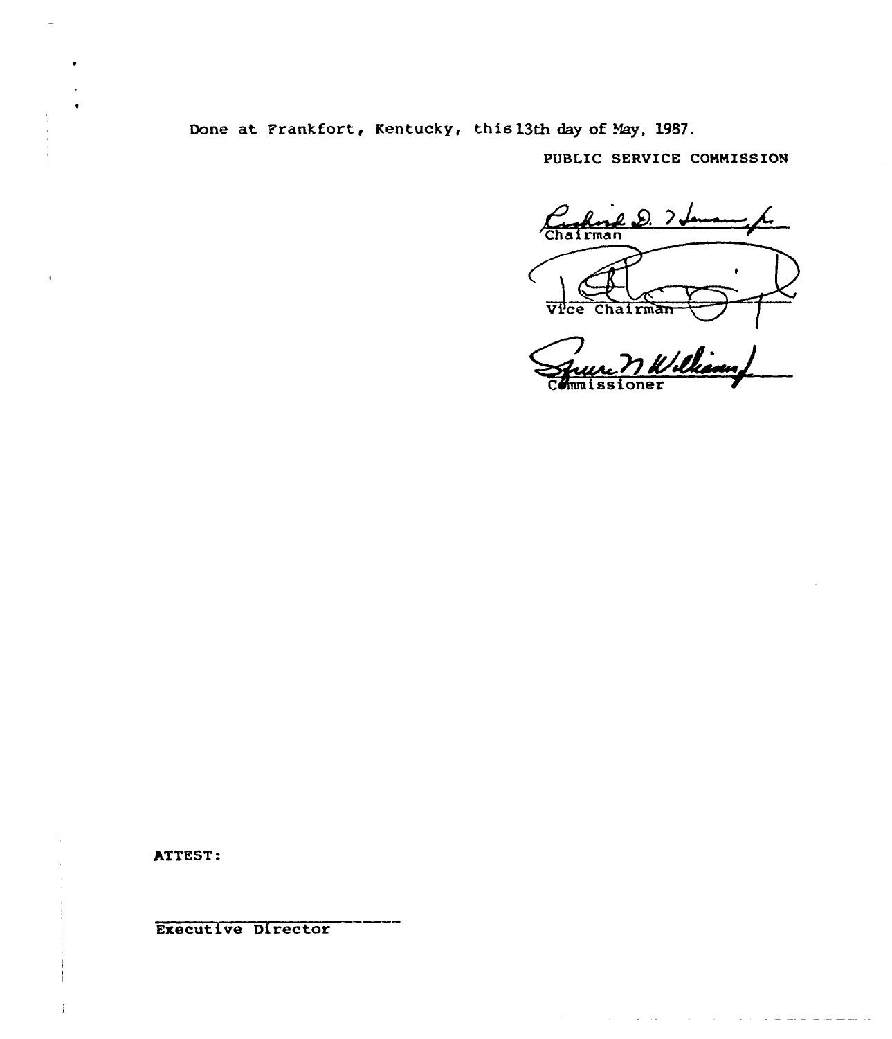Done at Frankfort, Kentucky, this 13th day of May, 1987.

PUBLIC SERVICE COMMISSION

Chairman

Vice Chairman

Commissioner

ATTEST:

Executive Director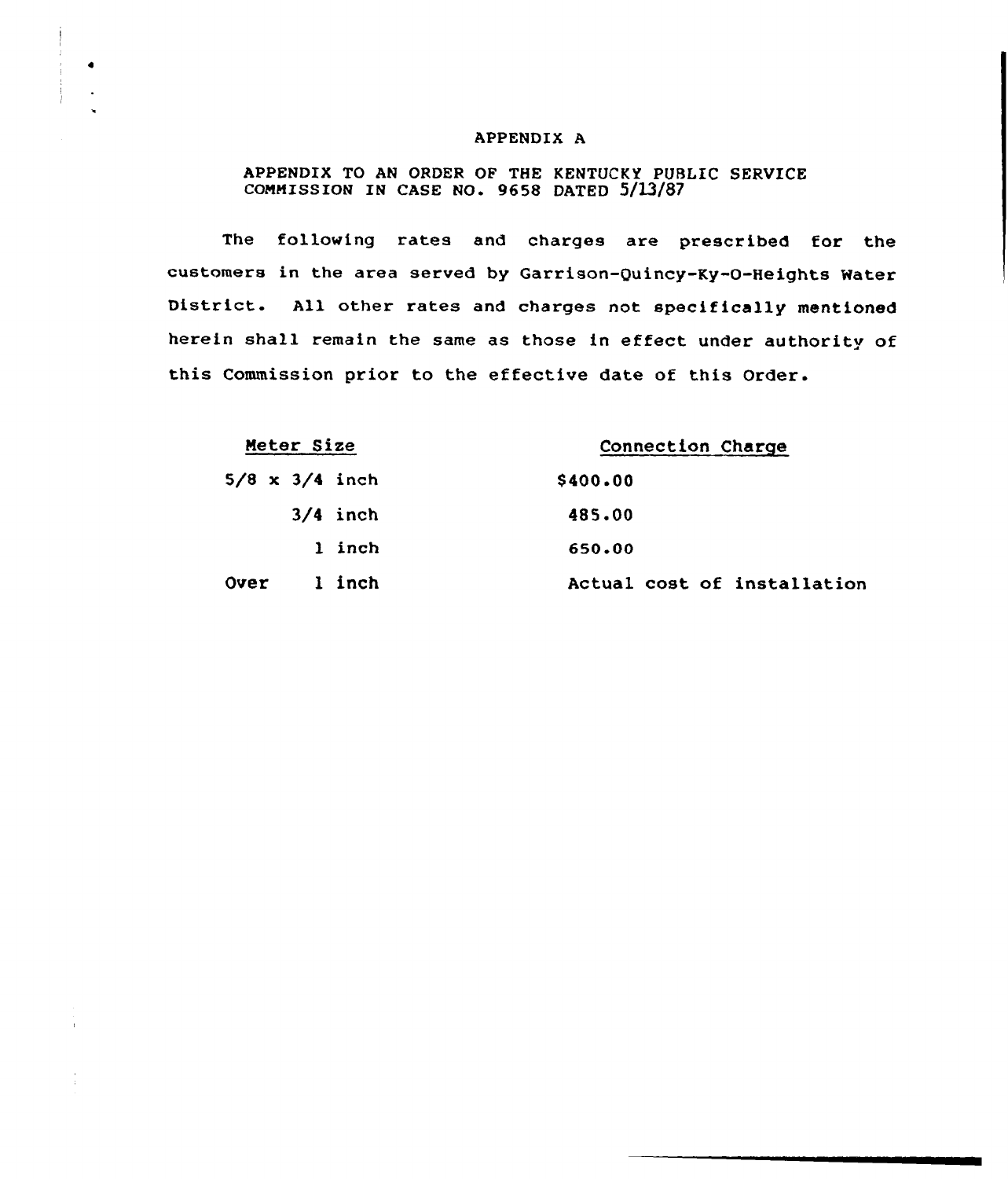# APPENDIX A

APPENDIX TO AN ORDER OF THE KENTUCKY PUBLIC SERVICE COMMISSION IN CASE NO. 9658 DATED 5/13/87

The following rates and charges are prescribed for the customers in the area served by Garrison-Quincy-Ky-O-Heights Water District. All other rates and charges not specifically mentioned herein shall remain the same as those in effect under authority of this Commission prior to the effective date of this Order.

| Meter Size | Connection Charge |
| --- | --- |
| 5/8 x 3/4 inch | $400.00 |
| 3/4 inch | 485.00 |
| 1 inch | 650.00 |
| Over 1 inch | Actual cost of installation |